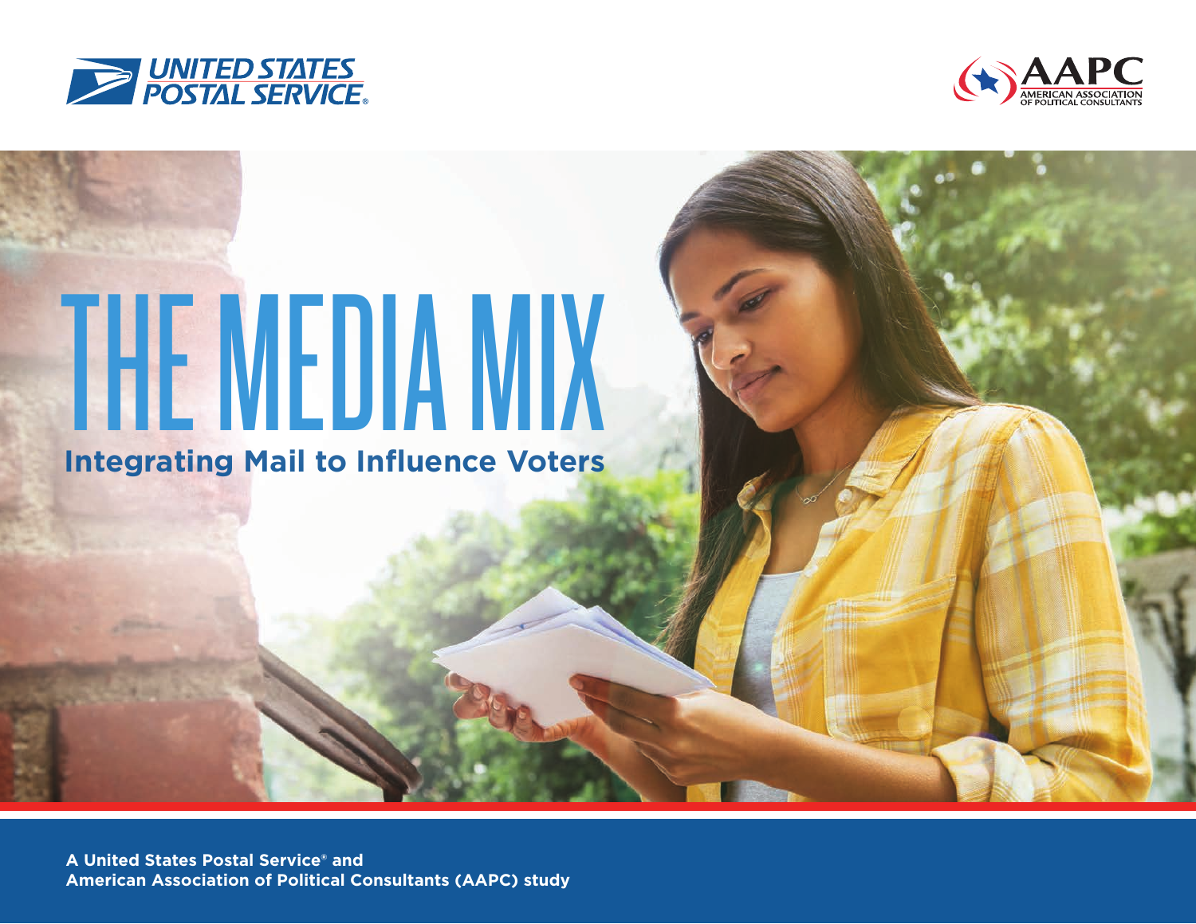UNITED STATES POSTAL SERVICE®

AAPC
AMERICAN ASSOCIATION OF POLITICAL CONSULTANTS

# THE MEDIA MIX

## Integrating Mail to Influence Voters

**A United States Postal Service® and American Association of Political Consultants (AAPC) study**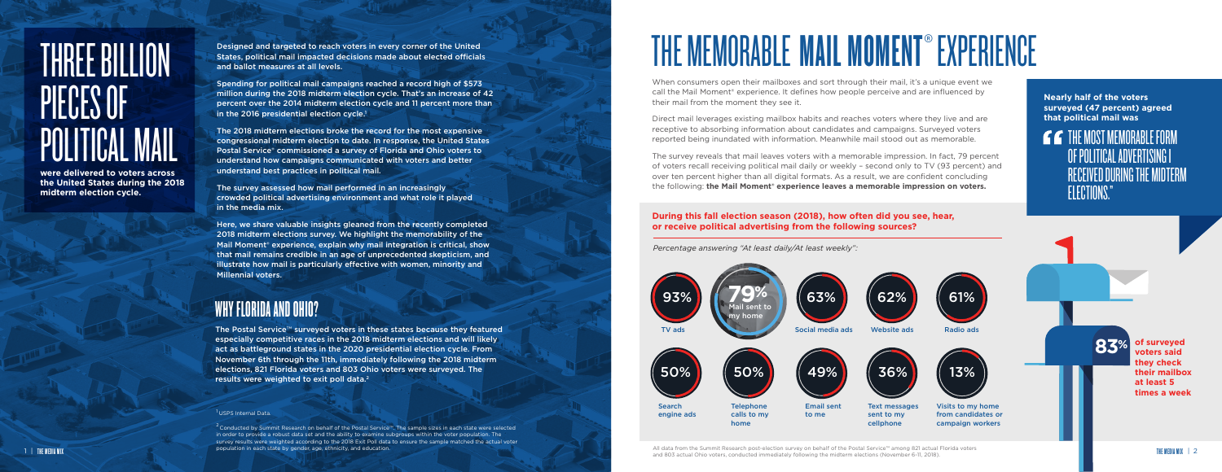# THREE BILLION PIECES OF POLITICAL MAIL

**were delivered to voters across the United States during the 2018 midterm election cycle.**

Designed and targeted to reach voters in every corner of the United States, political mail impacted decisions made about elected officials and ballot measures at all levels.

Spending for political mail campaigns reached a record high of $573 million during the 2018 midterm election cycle. That's an increase of 42 percent over the 2014 midterm election cycle and 11 percent more than in the 2016 presidential election cycle.[1]

The 2018 midterm elections broke the record for the most expensive congressional midterm election to date. In response, the United States Postal Service® commissioned a survey of Florida and Ohio voters to understand how campaigns communicated with voters and better understand best practices in political mail.

The survey assessed how mail performed in an increasingly crowded political advertising environment and what role it played in the media mix.

Here, we share valuable insights gleaned from the recently completed 2018 midterm elections survey. We highlight the memorability of the Mail Moment® experience, explain why mail integration is critical, show that mail remains credible in an age of unprecedented skepticism, and illustrate how mail is particularly effective with women, minority and Millennial voters.

## WHY FLORIDA AND OHIO?

The Postal Service™ surveyed voters in these states because they featured especially competitive races in the 2018 midterm elections and will likely act as battleground states in the 2020 presidential election cycle. From November 6th through the 11th, immediately following the 2018 midterm elections, 821 Florida voters and 803 Ohio voters were surveyed. The results were weighted to exit poll data.[2]

[1] USPS Internal Data.

[2] Conducted by Summit Research on behalf of the Postal Service™. The sample sizes in each state were selected in order to provide a robust data set and the ability to examine subgroups within the voter population. The survey results were weighted according to the 2018 Exit Poll data to ensure the sample matched the actual voter population in each state by gender, age, ethnicity, and education.

# THE MEMORABLE MAIL MOMENT® EXPERIENCE

When consumers open their mailboxes and sort through their mail, it's a unique event we call the Mail Moment® experience. It defines how people perceive and are influenced by their mail from the moment they see it.

Direct mail leverages existing mailbox habits and reaches voters where they live and are receptive to absorbing information about candidates and campaigns. Surveyed voters reported being inundated with information. Meanwhile mail stood out as memorable.

The survey reveals that mail leaves voters with a memorable impression. In fact, 79 percent of voters recall receiving political mail daily or weekly – second only to TV (93 percent) and over ten percent higher than all digital formats. As a result, we are confident concluding the following: **the Mail Moment® experience leaves a memorable impression on voters.**

**Nearly half of the voters surveyed (47 percent) agreed that political mail was**

"THE MOST MEMORABLE FORM OF POLITICAL ADVERTISING I RECEIVED DURING THE MIDTERM ELECTIONS."

**During this fall election season (2018), how often did you see, hear, or receive political advertising from the following sources?**

*Percentage answering "At least daily/At least weekly":*

| Source | Percentage |
|---|---|
| TV ads | 93% |
| Mail sent to my home | 79% |
| Social media ads | 63% |
| Website ads | 62% |
| Radio ads | 61% |
| Search engine ads | 50% |
| Telephone calls to my home | 50% |
| Email sent to me | 49% |
| Text messages sent to my cellphone | 36% |
| Visits to my home from candidates or campaign workers | 13% |

**83%** **of surveyed voters said they check their mailbox at least 5 times a week**

All data from the Summit Research post-election survey on behalf of the Postal Service™ among 821 actual Florida voters and 803 actual Ohio voters, conducted immediately following the midterm elections (November 6-11, 2018).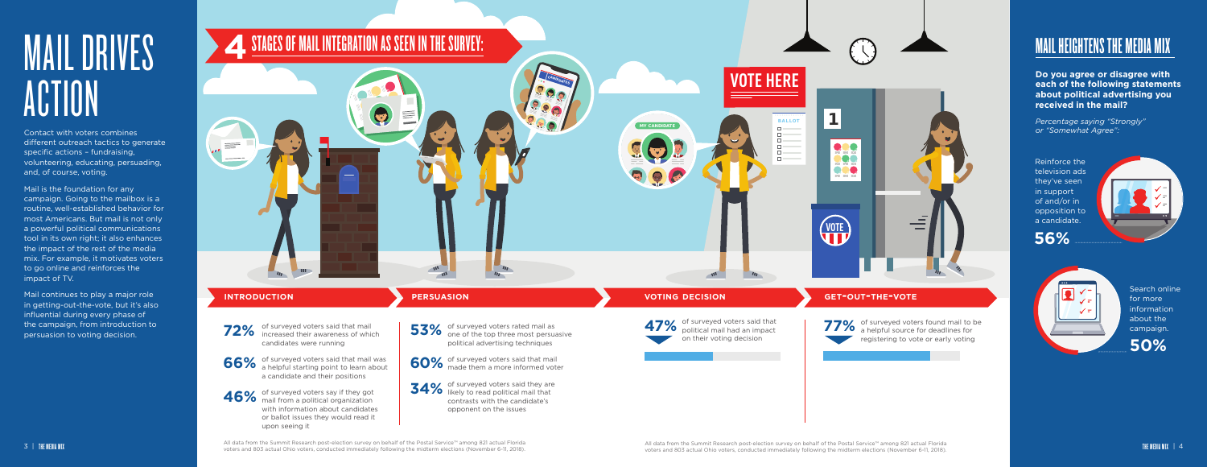# MAIL DRIVES ACTION

Contact with voters combines different outreach tactics to generate specific actions – fundraising, volunteering, educating, persuading, and, of course, voting.

Mail is the foundation for any campaign. Going to the mailbox is a routine, well-established behavior for most Americans. But mail is not only a powerful political communications tool in its own right; it also enhances the impact of the rest of the media mix. For example, it motivates voters to go online and reinforces the impact of TV.

Mail continues to play a major role in getting-out-the-vote, but it's also influential during every phase of the campaign, from introduction to persuasion to voting decision.

## 4 STAGES OF MAIL INTEGRATION AS SEEN IN THE SURVEY:

### INTRODUCTION

**72%** of surveyed voters said that mail increased their awareness of which candidates were running

**66%** of surveyed voters said that mail was a helpful starting point to learn about a candidate and their positions

**46%** of surveyed voters say if they got mail from a political organization with information about candidates or ballot issues they would read it upon seeing it

### PERSUASION

**53%** of surveyed voters rated mail as one of the top three most persuasive political advertising techniques

**60%** of surveyed voters said that mail made them a more informed voter

**34%** of surveyed voters said they are likely to read political mail that contrasts with the candidate's opponent on the issues

### VOTING DECISION

**47%** of surveyed voters said that political mail had an impact on their voting decision

### GET-OUT-THE-VOTE

**77%** of surveyed voters found mail to be a helpful source for deadlines for registering to vote or early voting

All data from the Summit Research post-election survey on behalf of the Postal Service™ among 821 actual Florida voters and 803 actual Ohio voters, conducted immediately following the midterm elections (November 6-11, 2018).

# MAIL HEIGHTENS THE MEDIA MIX

**Do you agree or disagree with each of the following statements about political advertising you received in the mail?**

*Percentage saying "Strongly" or "Somewhat Agree":*

Reinforce the television ads they've seen in support of and/or in opposition to a candidate. **56%**

Search online for more information about the campaign. **50%**

All data from the Summit Research post-election survey on behalf of the Postal Service™ among 821 actual Florida voters and 803 actual Ohio voters, conducted immediately following the midterm elections (November 6-11, 2018).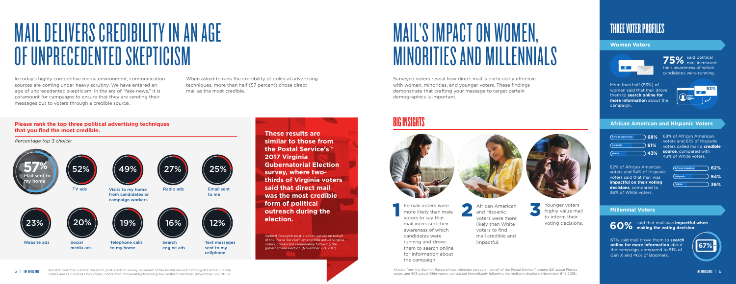# MAIL DELIVERS CREDIBILITY IN AN AGE OF UNPRECEDENTED SKEPTICISM

In today's highly competitive media environment, communication sources are coming under heavy scrutiny. We have entered an age of unprecedented skepticism. In the era of "fake news," it is paramount for campaigns to ensure that they are sending their messages out to voters through a credible source.

When asked to rank the credibility of political advertising techniques, more than half (57 percent) chose direct mail as the most credible.

**Please rank the top three political advertising techniques that you find the most credible.**

*Percentage top 3 choice:*

| Technique | Percentage |
|---|---|
| Mail sent to my home | 57% |
| TV ads | 52% |
| Visits to my home from candidates or campaign workers | 49% |
| Radio ads | 27% |
| Email sent to me | 25% |
| Website ads | 23% |
| Social media ads | 20% |
| Telephone calls to my home | 19% |
| Search engine ads | 16% |
| Text messages sent to my cellphone | 12% |

**These results are similar to those from the Postal Service's™ 2017 Virginia Gubernatorial Election survey, where two-thirds of Virginia voters said that direct mail was the most credible form of political outreach during the election.**

Summit Research post-election survey on behalf of the Postal Service™ among 900 actual Virginia voters, conducted immediately following the gubernatorial election (November 7-9, 2017).

All data from the Summit Research post-election survey on behalf of the Postal Service™ among 821 actual Florida voters and 803 actual Ohio voters, conducted immediately following the midterm elections (November 6-11, 2018).

# MAIL'S IMPACT ON WOMEN, MINORITIES AND MILLENNIALS

Surveyed voters reveal how direct mail is particularly effective with women, minorities, and younger voters. These findings demonstrate that crafting your message to target certain demographics is important.

## BIG INSIGHTS

1. Female voters were more likely than male voters to say that mail increased their awareness of which candidates were running and drove them to search online for information about the campaign.
2. African American and Hispanic voters were more likely than White voters to find mail credible and impactful.
3. Younger voters highly value mail to inform their voting decisions.

All data from the Summit Research post-election survey on behalf of the Postal Service™ among 821 actual Florida voters and 803 actual Ohio voters, conducted immediately following the midterm elections (November 6-11, 2018).

## THREE VOTER PROFILES

### Women Voters

**75%** said political mail increased their awareness of which candidates were running.

More than half (53%) of women said that mail drove them to **search online for more information** about the campaign.

### African American and Hispanic Voters

| Group | Credible source |
|---|---|
| African American | 68% |
| Hispanic | 61% |
| White | 43% |

68% of African American voters and 61% of Hispanic voters called mail a **credible source**, compared with 43% of White voters.

62% of African American voters and 54% of Hispanic voters said that mail was **impactful on their voting decisions**, compared to 36% of White voters.

| Group | Impactful on voting decisions |
|---|---|
| African American | 62% |
| Hispanic | 54% |
| White | 36% |

### Millennial Voters

**60%** said that mail was **impactful when making the voting decision.**

67% said mail drove them to **search online for more information** about the campaign, compared to 51% of Gen X and 46% of Boomers.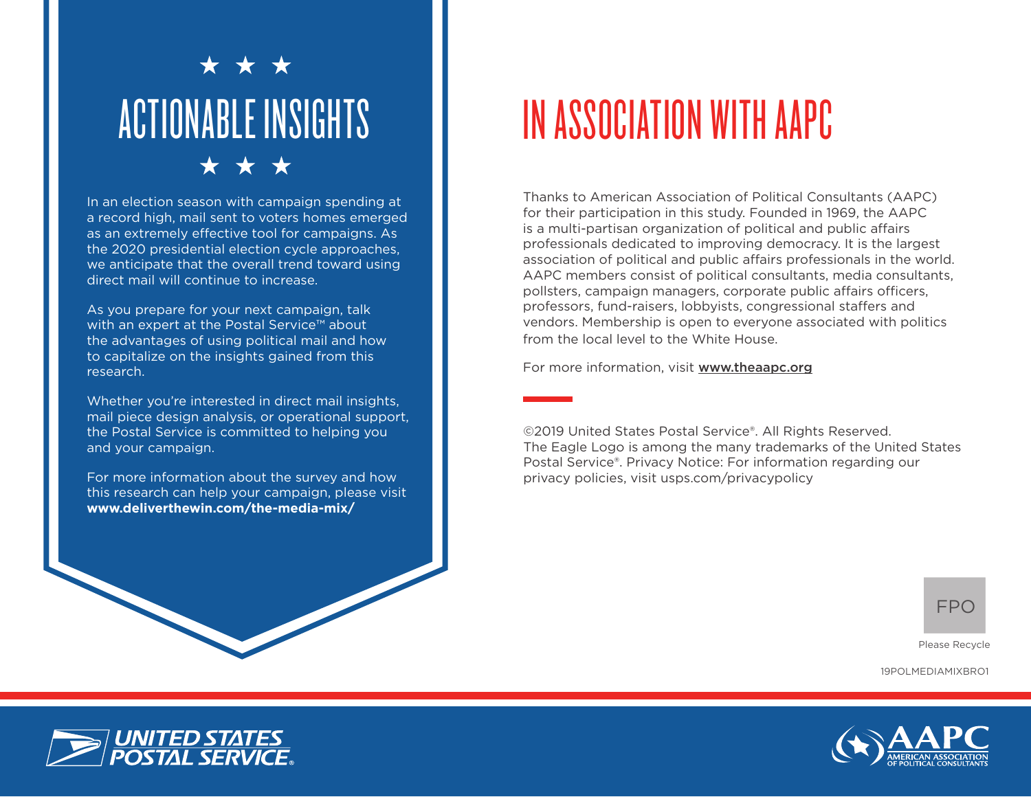# ACTIONABLE INSIGHTS

In an election season with campaign spending at a record high, mail sent to voters homes emerged as an extremely effective tool for campaigns. As the 2020 presidential election cycle approaches, we anticipate that the overall trend toward using direct mail will continue to increase.

As you prepare for your next campaign, talk with an expert at the Postal Service™ about the advantages of using political mail and how to capitalize on the insights gained from this research.

Whether you're interested in direct mail insights, mail piece design analysis, or operational support, the Postal Service is committed to helping you and your campaign.

For more information about the survey and how this research can help your campaign, please visit **www.deliverthewin.com/the-media-mix/**

# IN ASSOCIATION WITH AAPC

Thanks to American Association of Political Consultants (AAPC) for their participation in this study. Founded in 1969, the AAPC is a multi-partisan organization of political and public affairs professionals dedicated to improving democracy. It is the largest association of political and public affairs professionals in the world. AAPC members consist of political consultants, media consultants, pollsters, campaign managers, corporate public affairs officers, professors, fund-raisers, lobbyists, congressional staffers and vendors. Membership is open to everyone associated with politics from the local level to the White House.

For more information, visit **www.theaapc.org**

©2019 United States Postal Service®. All Rights Reserved. The Eagle Logo is among the many trademarks of the United States Postal Service®. Privacy Notice: For information regarding our privacy policies, visit usps.com/privacypolicy

FPO

Please Recycle

19POLMEDIAMIXBRO1

UNITED STATES POSTAL SERVICE®

AAPC AMERICAN ASSOCIATION OF POLITICAL CONSULTANTS